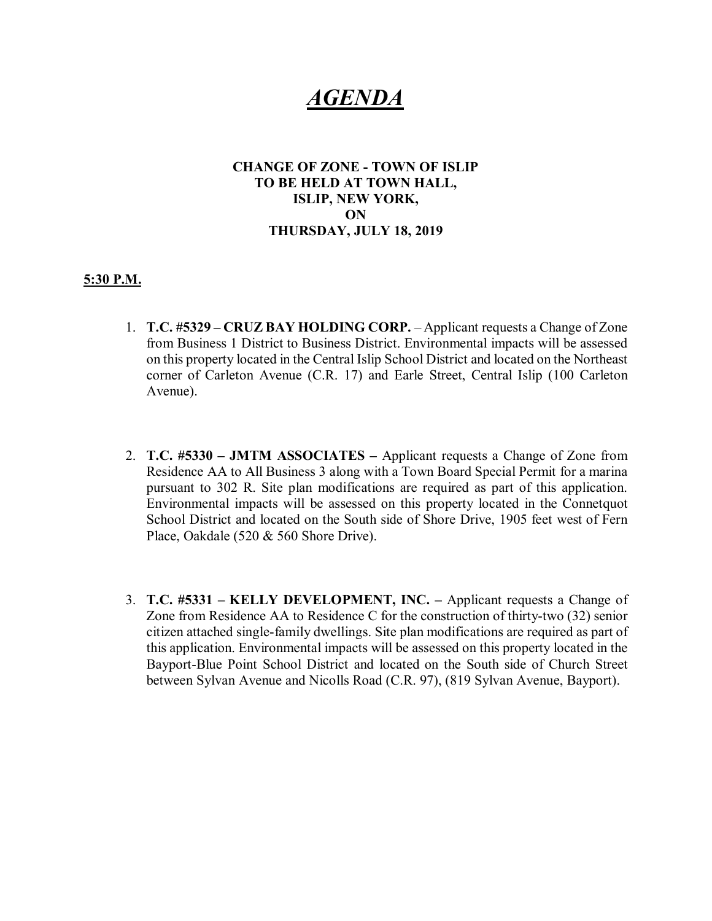# *AGENDA*

**CHANGE OF ZONE - TOWN OF ISLIP**
**TO BE HELD AT TOWN HALL,**
**ISLIP, NEW YORK,**
**ON**
**THURSDAY, JULY 18, 2019**

**5:30 P.M.**

1. **T.C. #5329 – CRUZ BAY HOLDING CORP.** – Applicant requests a Change of Zone from Business 1 District to Business District. Environmental impacts will be assessed on this property located in the Central Islip School District and located on the Northeast corner of Carleton Avenue (C.R. 17) and Earle Street, Central Islip (100 Carleton Avenue).

2. **T.C. #5330 – JMTM ASSOCIATES –** Applicant requests a Change of Zone from Residence AA to All Business 3 along with a Town Board Special Permit for a marina pursuant to 302 R. Site plan modifications are required as part of this application. Environmental impacts will be assessed on this property located in the Connetquot School District and located on the South side of Shore Drive, 1905 feet west of Fern Place, Oakdale (520 & 560 Shore Drive).

3. **T.C. #5331 – KELLY DEVELOPMENT, INC. –** Applicant requests a Change of Zone from Residence AA to Residence C for the construction of thirty-two (32) senior citizen attached single-family dwellings. Site plan modifications are required as part of this application. Environmental impacts will be assessed on this property located in the Bayport-Blue Point School District and located on the South side of Church Street between Sylvan Avenue and Nicolls Road (C.R. 97), (819 Sylvan Avenue, Bayport).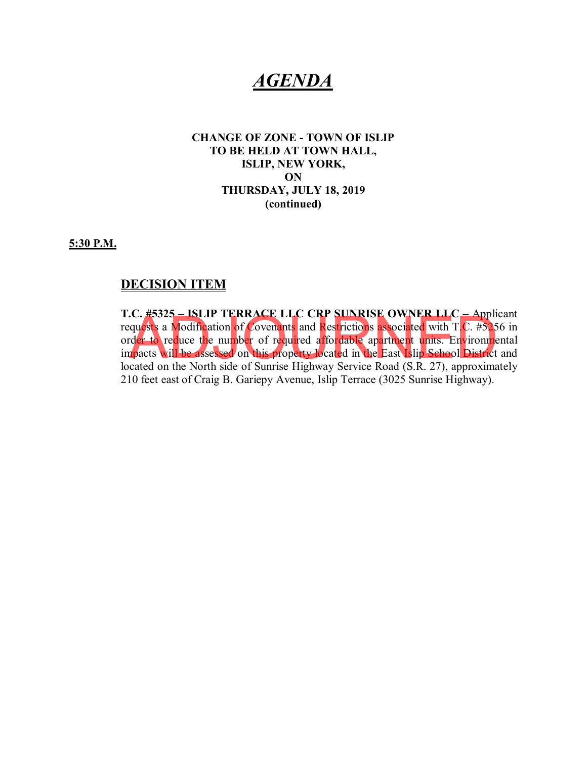# *AGENDA*

**CHANGE OF ZONE - TOWN OF ISLIP**
**TO BE HELD AT TOWN HALL,**
**ISLIP, NEW YORK,**
**ON**
**THURSDAY, JULY 18, 2019**
**(continued)**

**5:30 P.M.**

## DECISION ITEM

ADJOURNED

**T.C. #5325 – ISLIP TERRACE LLC CRP SUNRISE OWNER LLC** – Applicant requests a Modification of Covenants and Restrictions associated with T.C. #5256 in order to reduce the number of required affordable apartment units. Environmental impacts will be assessed on this property located in the East Islip School District and located on the North side of Sunrise Highway Service Road (S.R. 27), approximately 210 feet east of Craig B. Gariepy Avenue, Islip Terrace (3025 Sunrise Highway).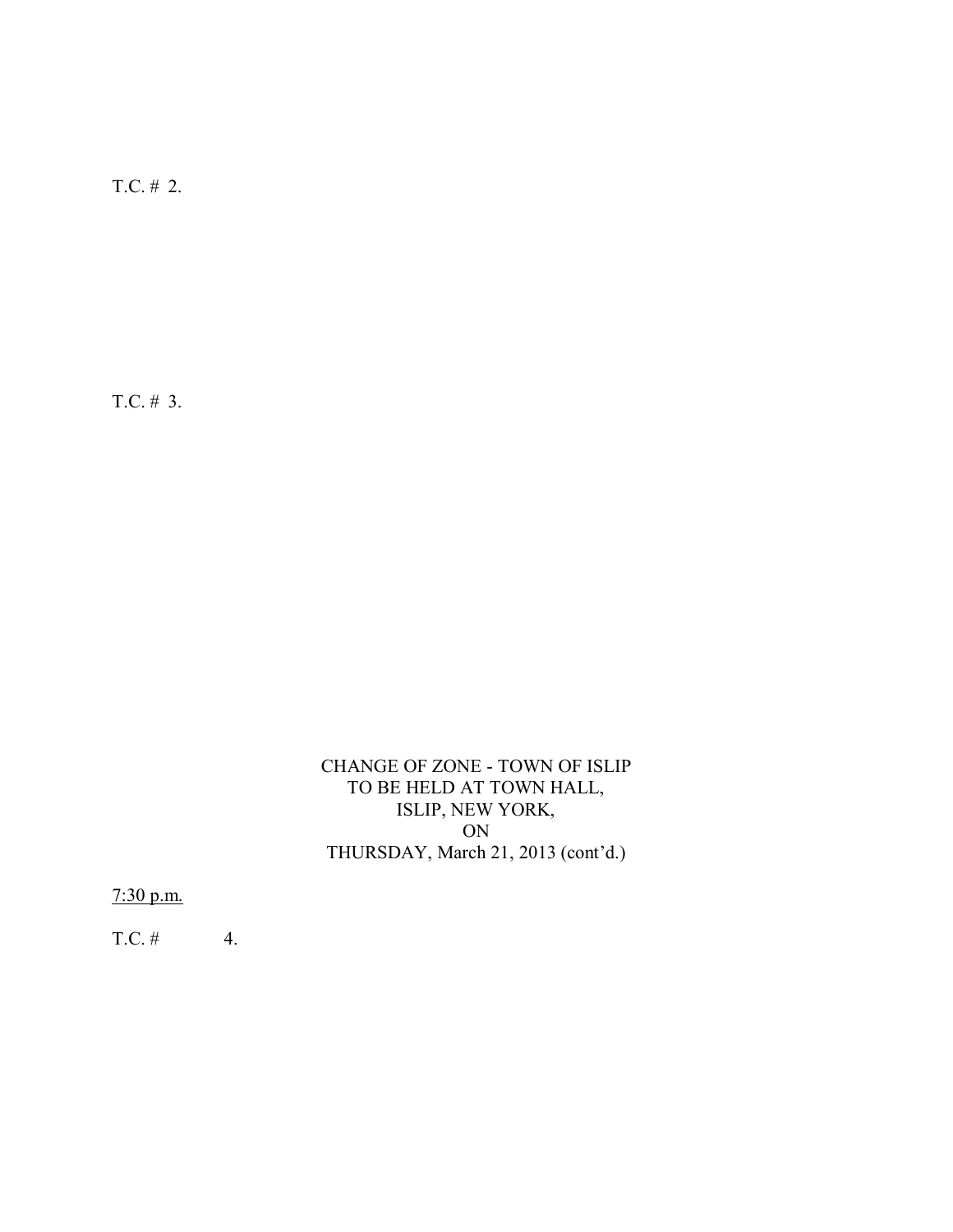T.C. # 2.

T.C. # 3.

CHANGE OF ZONE - TOWN OF ISLIP
TO BE HELD AT TOWN HALL,
ISLIP, NEW YORK,
ON
THURSDAY, March 21, 2013 (cont'd.)

7:30 p.m.

T.C. # 4.